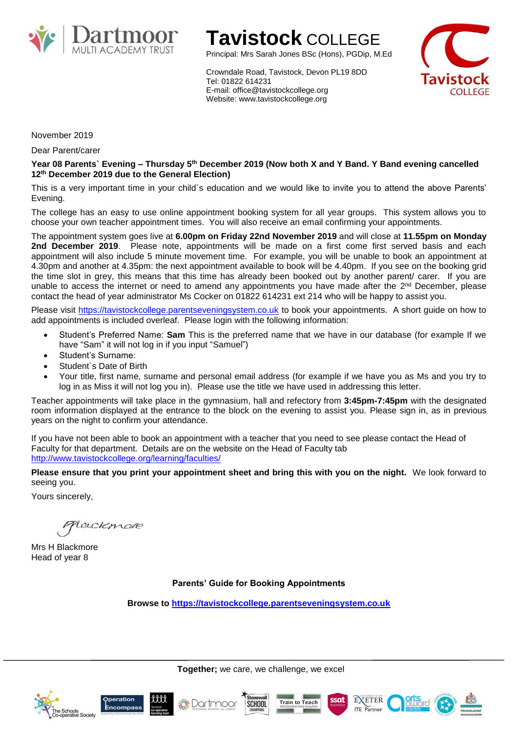**Tavistock** COLLEGE

Principal: Mrs Sarah Jones BSc (Hons), PGDip, M.Ed

Crowndale Road, Tavistock, Devon PL19 8DD
Tel: 01822 614231
E-mail: office@tavistockcollege.org
Website: www.tavistockcollege.org

November 2019

Dear Parent/carer

**Year 08 Parents` Evening – Thursday 5th December 2019 (Now both X and Y Band. Y Band evening cancelled 12th December 2019 due to the General Election)**

This is a very important time in your child`s education and we would like to invite you to attend the above Parents' Evening.

The college has an easy to use online appointment booking system for all year groups. This system allows you to choose your own teacher appointment times. You will also receive an email confirming your appointments.

The appointment system goes live at **6.00pm on Friday 22nd November 2019** and will close at **11.55pm on Monday 2nd December 2019**. Please note, appointments will be made on a first come first served basis and each appointment will also include 5 minute movement time. For example, you will be unable to book an appointment at 4.30pm and another at 4.35pm: the next appointment available to book will be 4.40pm. If you see on the booking grid the time slot in grey, this means that this time has already been booked out by another parent/ carer. If you are unable to access the internet or need to amend any appointments you have made after the 2nd December, please contact the head of year administrator Ms Cocker on 01822 614231 ext 214 who will be happy to assist you.

Please visit https://tavistockcollege.parentseveningsystem.co.uk to book your appointments. A short guide on how to add appointments is included overleaf. Please login with the following information:

- Student's Preferred Name: **Sam** This is the preferred name that we have in our database (for example If we have "Sam" it will not log in if you input "Samuel")
- Student's Surname:
- Student`s Date of Birth
- Your title, first name, surname and personal email address (for example if we have you as Ms and you try to log in as Miss it will not log you in). Please use the title we have used in addressing this letter.

Teacher appointments will take place in the gymnasium, hall and refectory from **3:45pm-7:45pm** with the designated room information displayed at the entrance to the block on the evening to assist you. Please sign in, as in previous years on the night to confirm your attendance.

If you have not been able to book an appointment with a teacher that you need to see please contact the Head of Faculty for that department. Details are on the website on the Head of Faculty tab
http://www.tavistockcollege.org/learning/faculties/

**Please ensure that you print your appointment sheet and bring this with you on the night.** We look forward to seeing you.

Yours sincerely,

Mrs H Blackmore
Head of year 8

**Parents' Guide for Booking Appointments**

**Browse to https://tavistockcollege.parentseveningsystem.co.uk**

**Together;** we care, we challenge, we excel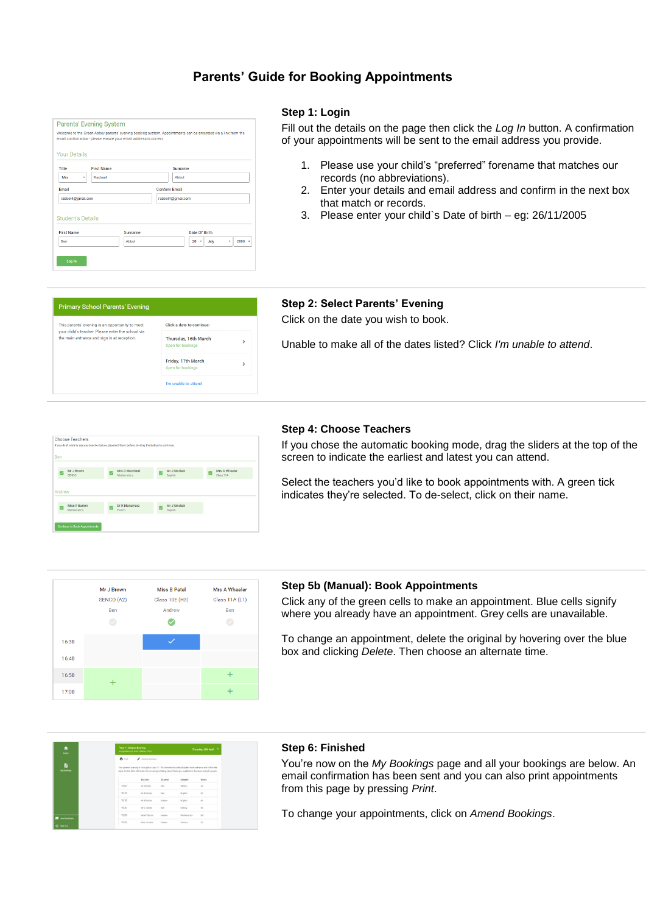# Parents' Guide for Booking Appointments

## Step 1: Login

Fill out the details on the page then click the *Log In* button. A confirmation of your appointments will be sent to the email address you provide.

1. Please use your child's "preferred" forename that matches our records (no abbreviations).
2. Enter your details and email address and confirm in the next box that match or records.
3. Please enter your child`s Date of birth – eg: 26/11/2005

## Step 2: Select Parents' Evening

Click on the date you wish to book.

Unable to make all of the dates listed? Click *I'm unable to attend*.

## Step 4: Choose Teachers

If you chose the automatic booking mode, drag the sliders at the top of the screen to indicate the earliest and latest you can attend.

Select the teachers you'd like to book appointments with. A green tick indicates they're selected. To de-select, click on their name.

## Step 5b (Manual): Book Appointments

Click any of the green cells to make an appointment. Blue cells signify where you already have an appointment. Grey cells are unavailable.

To change an appointment, delete the original by hovering over the blue box and clicking *Delete*. Then choose an alternate time.

## Step 6: Finished

You're now on the *My Bookings* page and all your bookings are below. An email confirmation has been sent and you can also print appointments from this page by pressing *Print*.

To change your appointments, click on *Amend Bookings*.